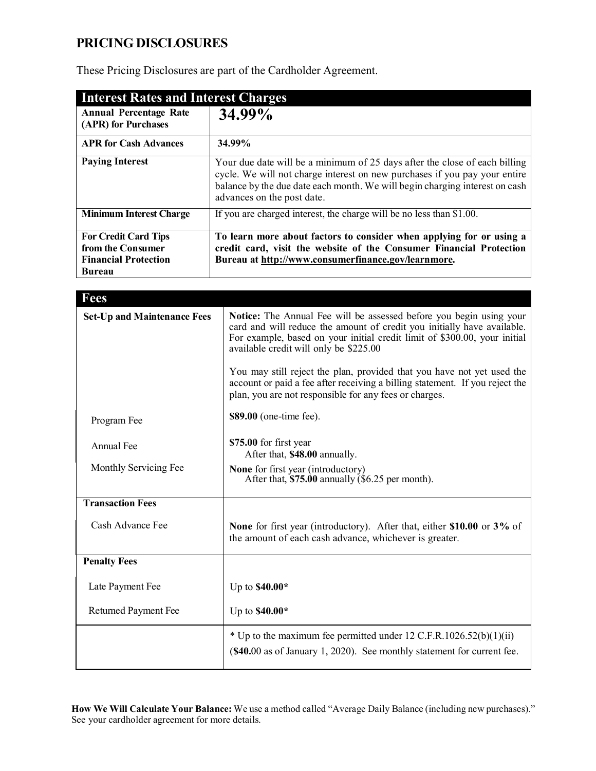# PRICING DISCLOSURES

These Pricing Disclosures are part of the Cardholder Agreement.

| Interest Rates and Interest Charges | |
|---|---|
| **Annual Percentage Rate (APR) for Purchases** | **34.99%** |
| **APR for Cash Advances** | **34.99%** |
| **Paying Interest** | Your due date will be a minimum of 25 days after the close of each billing cycle. We will not charge interest on new purchases if you pay your entire balance by the due date each month. We will begin charging interest on cash advances on the post date. |
| **Minimum Interest Charge** | If you are charged interest, the charge will be no less than $1.00. |
| **For Credit Card Tips from the Consumer Financial Protection Bureau** | **To learn more about factors to consider when applying for or using a credit card, visit the website of the Consumer Financial Protection Bureau at http://www.consumerfinance.gov/learnmore.** |

| Fees | |
|---|---|
| **Set-Up and Maintenance Fees** | **Notice:** The Annual Fee will be assessed before you begin using your card and will reduce the amount of credit you initially have available. For example, based on your initial credit limit of $300.00, your initial available credit will only be $225.00<br><br>You may still reject the plan, provided that you have not yet used the account or paid a fee after receiving a billing statement. If you reject the plan, you are not responsible for any fees or charges. |
| Program Fee | **$89.00** (one-time fee). |
| Annual Fee | **$75.00** for first year<br>After that, **$48.00** annually. |
| Monthly Servicing Fee | **None** for first year (introductory)<br>After that, **$75.00** annually ($6.25 per month). |
| **Transaction Fees** | |
| Cash Advance Fee | **None** for first year (introductory). After that, either **$10.00** or **3%** of the amount of each cash advance, whichever is greater. |
| **Penalty Fees** | |
| Late Payment Fee | Up to **$40.00***|
| Returned Payment Fee | Up to **$40.00*** |
| | * Up to the maximum fee permitted under 12 C.F.R.1026.52(b)(1)(ii) (**$40.**00 as of January 1, 2020). See monthly statement for current fee. |

**How We Will Calculate Your Balance:** We use a method called "Average Daily Balance (including new purchases)." See your cardholder agreement for more details.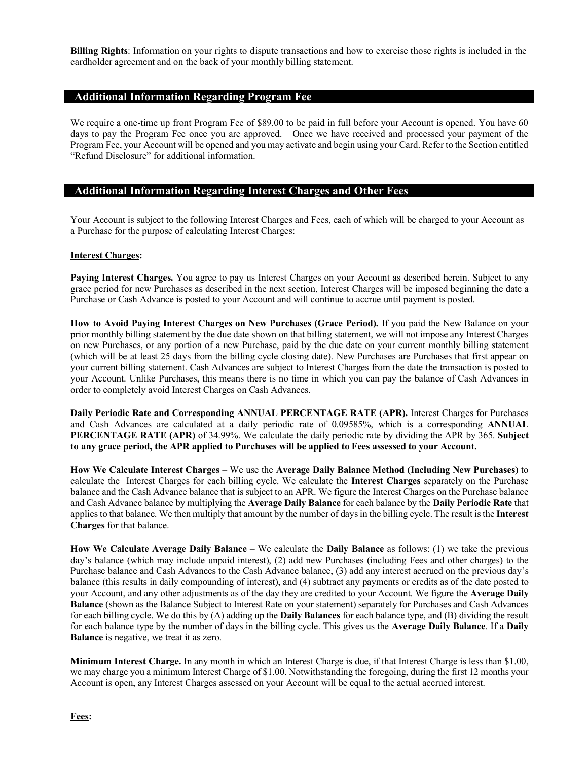**Billing Rights**: Information on your rights to dispute transactions and how to exercise those rights is included in the cardholder agreement and on the back of your monthly billing statement.

## Additional Information Regarding Program Fee

We require a one-time up front Program Fee of $89.00 to be paid in full before your Account is opened. You have 60 days to pay the Program Fee once you are approved. Once we have received and processed your payment of the Program Fee, your Account will be opened and you may activate and begin using your Card. Refer to the Section entitled "Refund Disclosure" for additional information.

## Additional Information Regarding Interest Charges and Other Fees

Your Account is subject to the following Interest Charges and Fees, each of which will be charged to your Account as a Purchase for the purpose of calculating Interest Charges:

**Interest Charges:**

**Paying Interest Charges.** You agree to pay us Interest Charges on your Account as described herein. Subject to any grace period for new Purchases as described in the next section, Interest Charges will be imposed beginning the date a Purchase or Cash Advance is posted to your Account and will continue to accrue until payment is posted.

**How to Avoid Paying Interest Charges on New Purchases (Grace Period).** If you paid the New Balance on your prior monthly billing statement by the due date shown on that billing statement, we will not impose any Interest Charges on new Purchases, or any portion of a new Purchase, paid by the due date on your current monthly billing statement (which will be at least 25 days from the billing cycle closing date). New Purchases are Purchases that first appear on your current billing statement. Cash Advances are subject to Interest Charges from the date the transaction is posted to your Account. Unlike Purchases, this means there is no time in which you can pay the balance of Cash Advances in order to completely avoid Interest Charges on Cash Advances.

**Daily Periodic Rate and Corresponding ANNUAL PERCENTAGE RATE (APR).** Interest Charges for Purchases and Cash Advances are calculated at a daily periodic rate of 0.09585%, which is a corresponding **ANNUAL PERCENTAGE RATE (APR)** of 34.99%. We calculate the daily periodic rate by dividing the APR by 365. **Subject to any grace period, the APR applied to Purchases will be applied to Fees assessed to your Account.**

**How We Calculate Interest Charges** – We use the **Average Daily Balance Method (Including New Purchases)** to calculate the Interest Charges for each billing cycle. We calculate the **Interest Charges** separately on the Purchase balance and the Cash Advance balance that is subject to an APR. We figure the Interest Charges on the Purchase balance and Cash Advance balance by multiplying the **Average Daily Balance** for each balance by the **Daily Periodic Rate** that applies to that balance. We then multiply that amount by the number of days in the billing cycle. The result is the **Interest Charges** for that balance.

**How We Calculate Average Daily Balance** – We calculate the **Daily Balance** as follows: (1) we take the previous day's balance (which may include unpaid interest), (2) add new Purchases (including Fees and other charges) to the Purchase balance and Cash Advances to the Cash Advance balance, (3) add any interest accrued on the previous day's balance (this results in daily compounding of interest), and (4) subtract any payments or credits as of the date posted to your Account, and any other adjustments as of the day they are credited to your Account. We figure the **Average Daily Balance** (shown as the Balance Subject to Interest Rate on your statement) separately for Purchases and Cash Advances for each billing cycle. We do this by (A) adding up the **Daily Balances** for each balance type, and (B) dividing the result for each balance type by the number of days in the billing cycle. This gives us the **Average Daily Balance**. If a **Daily Balance** is negative, we treat it as zero.

**Minimum Interest Charge.** In any month in which an Interest Charge is due, if that Interest Charge is less than $1.00, we may charge you a minimum Interest Charge of $1.00. Notwithstanding the foregoing, during the first 12 months your Account is open, any Interest Charges assessed on your Account will be equal to the actual accrued interest.

**Fees:**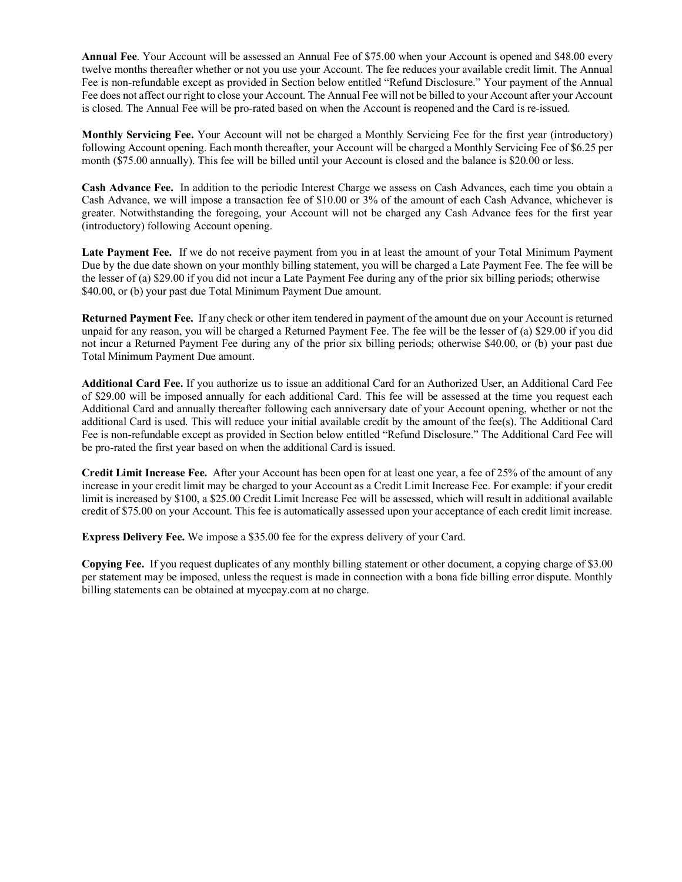**Annual Fee**. Your Account will be assessed an Annual Fee of $75.00 when your Account is opened and $48.00 every twelve months thereafter whether or not you use your Account. The fee reduces your available credit limit. The Annual Fee is non-refundable except as provided in Section below entitled "Refund Disclosure." Your payment of the Annual Fee does not affect our right to close your Account. The Annual Fee will not be billed to your Account after your Account is closed. The Annual Fee will be pro-rated based on when the Account is reopened and the Card is re-issued.

**Monthly Servicing Fee.** Your Account will not be charged a Monthly Servicing Fee for the first year (introductory) following Account opening. Each month thereafter, your Account will be charged a Monthly Servicing Fee of $6.25 per month ($75.00 annually). This fee will be billed until your Account is closed and the balance is $20.00 or less.

**Cash Advance Fee.** In addition to the periodic Interest Charge we assess on Cash Advances, each time you obtain a Cash Advance, we will impose a transaction fee of $10.00 or 3% of the amount of each Cash Advance, whichever is greater. Notwithstanding the foregoing, your Account will not be charged any Cash Advance fees for the first year (introductory) following Account opening.

**Late Payment Fee.** If we do not receive payment from you in at least the amount of your Total Minimum Payment Due by the due date shown on your monthly billing statement, you will be charged a Late Payment Fee. The fee will be the lesser of (a) $29.00 if you did not incur a Late Payment Fee during any of the prior six billing periods; otherwise $40.00, or (b) your past due Total Minimum Payment Due amount.

**Returned Payment Fee.** If any check or other item tendered in payment of the amount due on your Account is returned unpaid for any reason, you will be charged a Returned Payment Fee. The fee will be the lesser of (a) $29.00 if you did not incur a Returned Payment Fee during any of the prior six billing periods; otherwise $40.00, or (b) your past due Total Minimum Payment Due amount.

**Additional Card Fee.** If you authorize us to issue an additional Card for an Authorized User, an Additional Card Fee of $29.00 will be imposed annually for each additional Card. This fee will be assessed at the time you request each Additional Card and annually thereafter following each anniversary date of your Account opening, whether or not the additional Card is used. This will reduce your initial available credit by the amount of the fee(s). The Additional Card Fee is non-refundable except as provided in Section below entitled "Refund Disclosure." The Additional Card Fee will be pro-rated the first year based on when the additional Card is issued.

**Credit Limit Increase Fee.** After your Account has been open for at least one year, a fee of 25% of the amount of any increase in your credit limit may be charged to your Account as a Credit Limit Increase Fee. For example: if your credit limit is increased by $100, a $25.00 Credit Limit Increase Fee will be assessed, which will result in additional available credit of $75.00 on your Account. This fee is automatically assessed upon your acceptance of each credit limit increase.

**Express Delivery Fee.** We impose a $35.00 fee for the express delivery of your Card.

**Copying Fee.** If you request duplicates of any monthly billing statement or other document, a copying charge of $3.00 per statement may be imposed, unless the request is made in connection with a bona fide billing error dispute. Monthly billing statements can be obtained at myccpay.com at no charge.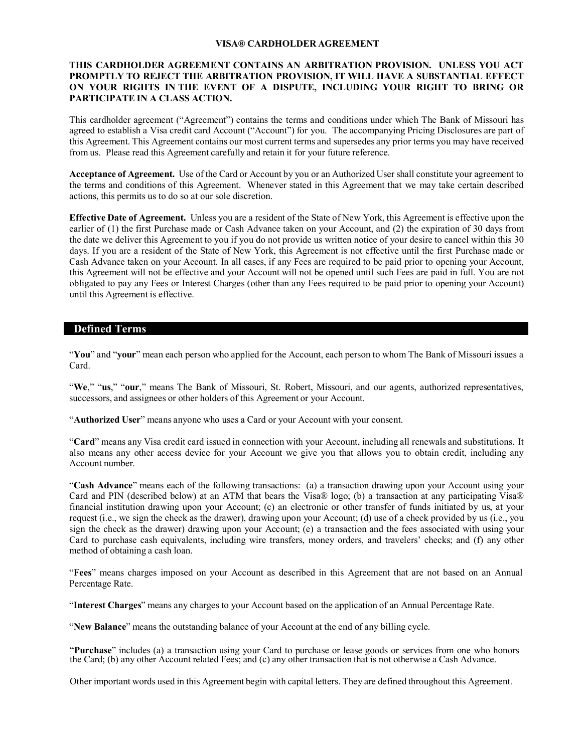# VISA® CARDHOLDER AGREEMENT

**THIS CARDHOLDER AGREEMENT CONTAINS AN ARBITRATION PROVISION. UNLESS YOU ACT PROMPTLY TO REJECT THE ARBITRATION PROVISION, IT WILL HAVE A SUBSTANTIAL EFFECT ON YOUR RIGHTS IN THE EVENT OF A DISPUTE, INCLUDING YOUR RIGHT TO BRING OR PARTICIPATE IN A CLASS ACTION.**

This cardholder agreement ("Agreement") contains the terms and conditions under which The Bank of Missouri has agreed to establish a Visa credit card Account ("Account") for you. The accompanying Pricing Disclosures are part of this Agreement. This Agreement contains our most current terms and supersedes any prior terms you may have received from us. Please read this Agreement carefully and retain it for your future reference.

**Acceptance of Agreement.** Use of the Card or Account by you or an Authorized User shall constitute your agreement to the terms and conditions of this Agreement. Whenever stated in this Agreement that we may take certain described actions, this permits us to do so at our sole discretion.

**Effective Date of Agreement.** Unless you are a resident of the State of New York, this Agreement is effective upon the earlier of (1) the first Purchase made or Cash Advance taken on your Account, and (2) the expiration of 30 days from the date we deliver this Agreement to you if you do not provide us written notice of your desire to cancel within this 30 days. If you are a resident of the State of New York, this Agreement is not effective until the first Purchase made or Cash Advance taken on your Account. In all cases, if any Fees are required to be paid prior to opening your Account, this Agreement will not be effective and your Account will not be opened until such Fees are paid in full. You are not obligated to pay any Fees or Interest Charges (other than any Fees required to be paid prior to opening your Account) until this Agreement is effective.

## Defined Terms

"**You**" and "**your**" mean each person who applied for the Account, each person to whom The Bank of Missouri issues a Card.

"**We**," "**us**," "**our**," means The Bank of Missouri, St. Robert, Missouri, and our agents, authorized representatives, successors, and assignees or other holders of this Agreement or your Account.

"**Authorized User**" means anyone who uses a Card or your Account with your consent.

"**Card**" means any Visa credit card issued in connection with your Account, including all renewals and substitutions. It also means any other access device for your Account we give you that allows you to obtain credit, including any Account number.

"**Cash Advance**" means each of the following transactions: (a) a transaction drawing upon your Account using your Card and PIN (described below) at an ATM that bears the Visa® logo; (b) a transaction at any participating Visa® financial institution drawing upon your Account; (c) an electronic or other transfer of funds initiated by us, at your request (i.e., we sign the check as the drawer), drawing upon your Account; (d) use of a check provided by us (i.e., you sign the check as the drawer) drawing upon your Account; (e) a transaction and the fees associated with using your Card to purchase cash equivalents, including wire transfers, money orders, and travelers' checks; and (f) any other method of obtaining a cash loan.

"**Fees**" means charges imposed on your Account as described in this Agreement that are not based on an Annual Percentage Rate.

"**Interest Charges**" means any charges to your Account based on the application of an Annual Percentage Rate.

"**New Balance**" means the outstanding balance of your Account at the end of any billing cycle.

"**Purchase**" includes (a) a transaction using your Card to purchase or lease goods or services from one who honors the Card; (b) any other Account related Fees; and (c) any other transaction that is not otherwise a Cash Advance.

Other important words used in this Agreement begin with capital letters. They are defined throughout this Agreement.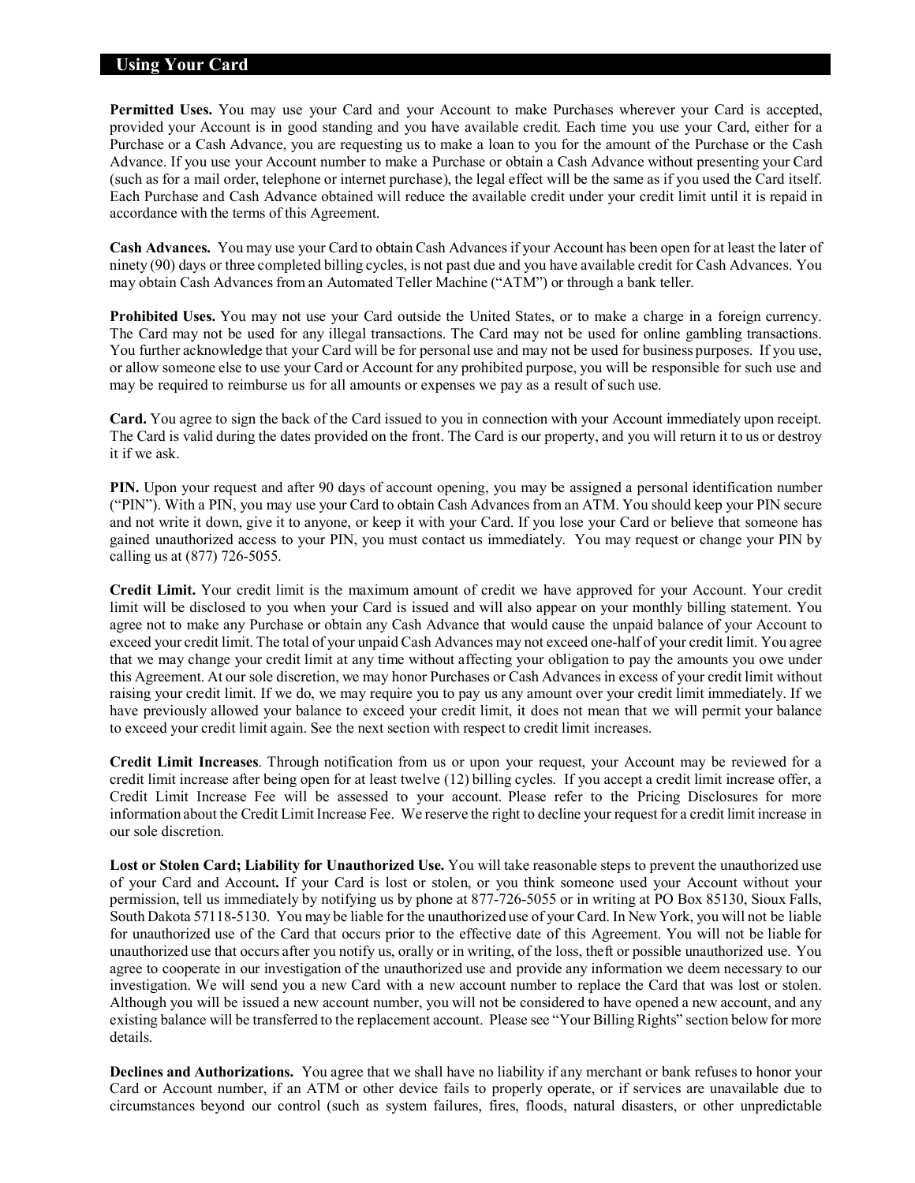## Using Your Card

**Permitted Uses.** You may use your Card and your Account to make Purchases wherever your Card is accepted, provided your Account is in good standing and you have available credit. Each time you use your Card, either for a Purchase or a Cash Advance, you are requesting us to make a loan to you for the amount of the Purchase or the Cash Advance. If you use your Account number to make a Purchase or obtain a Cash Advance without presenting your Card (such as for a mail order, telephone or internet purchase), the legal effect will be the same as if you used the Card itself. Each Purchase and Cash Advance obtained will reduce the available credit under your credit limit until it is repaid in accordance with the terms of this Agreement.

**Cash Advances.** You may use your Card to obtain Cash Advances if your Account has been open for at least the later of ninety (90) days or three completed billing cycles, is not past due and you have available credit for Cash Advances. You may obtain Cash Advances from an Automated Teller Machine ("ATM") or through a bank teller.

**Prohibited Uses.** You may not use your Card outside the United States, or to make a charge in a foreign currency. The Card may not be used for any illegal transactions. The Card may not be used for online gambling transactions. You further acknowledge that your Card will be for personal use and may not be used for business purposes. If you use, or allow someone else to use your Card or Account for any prohibited purpose, you will be responsible for such use and may be required to reimburse us for all amounts or expenses we pay as a result of such use.

**Card.** You agree to sign the back of the Card issued to you in connection with your Account immediately upon receipt. The Card is valid during the dates provided on the front. The Card is our property, and you will return it to us or destroy it if we ask.

**PIN.** Upon your request and after 90 days of account opening, you may be assigned a personal identification number ("PIN"). With a PIN, you may use your Card to obtain Cash Advances from an ATM. You should keep your PIN secure and not write it down, give it to anyone, or keep it with your Card. If you lose your Card or believe that someone has gained unauthorized access to your PIN, you must contact us immediately. You may request or change your PIN by calling us at (877) 726-5055.

**Credit Limit.** Your credit limit is the maximum amount of credit we have approved for your Account. Your credit limit will be disclosed to you when your Card is issued and will also appear on your monthly billing statement. You agree not to make any Purchase or obtain any Cash Advance that would cause the unpaid balance of your Account to exceed your credit limit. The total of your unpaid Cash Advances may not exceed one-half of your credit limit. You agree that we may change your credit limit at any time without affecting your obligation to pay the amounts you owe under this Agreement. At our sole discretion, we may honor Purchases or Cash Advances in excess of your credit limit without raising your credit limit. If we do, we may require you to pay us any amount over your credit limit immediately. If we have previously allowed your balance to exceed your credit limit, it does not mean that we will permit your balance to exceed your credit limit again. See the next section with respect to credit limit increases.

**Credit Limit Increases**. Through notification from us or upon your request, your Account may be reviewed for a credit limit increase after being open for at least twelve (12) billing cycles. If you accept a credit limit increase offer, a Credit Limit Increase Fee will be assessed to your account. Please refer to the Pricing Disclosures for more information about the Credit Limit Increase Fee. We reserve the right to decline your request for a credit limit increase in our sole discretion.

**Lost or Stolen Card; Liability for Unauthorized Use.** You will take reasonable steps to prevent the unauthorized use of your Card and Account**.** If your Card is lost or stolen, or you think someone used your Account without your permission, tell us immediately by notifying us by phone at 877-726-5055 or in writing at PO Box 85130, Sioux Falls, South Dakota 57118-5130. You may be liable for the unauthorized use of your Card. In New York, you will not be liable for unauthorized use of the Card that occurs prior to the effective date of this Agreement. You will not be liable for unauthorized use that occurs after you notify us, orally or in writing, of the loss, theft or possible unauthorized use. You agree to cooperate in our investigation of the unauthorized use and provide any information we deem necessary to our investigation. We will send you a new Card with a new account number to replace the Card that was lost or stolen. Although you will be issued a new account number, you will not be considered to have opened a new account, and any existing balance will be transferred to the replacement account. Please see "Your Billing Rights" section below for more details.

**Declines and Authorizations.** You agree that we shall have no liability if any merchant or bank refuses to honor your Card or Account number, if an ATM or other device fails to properly operate, or if services are unavailable due to circumstances beyond our control (such as system failures, fires, floods, natural disasters, or other unpredictable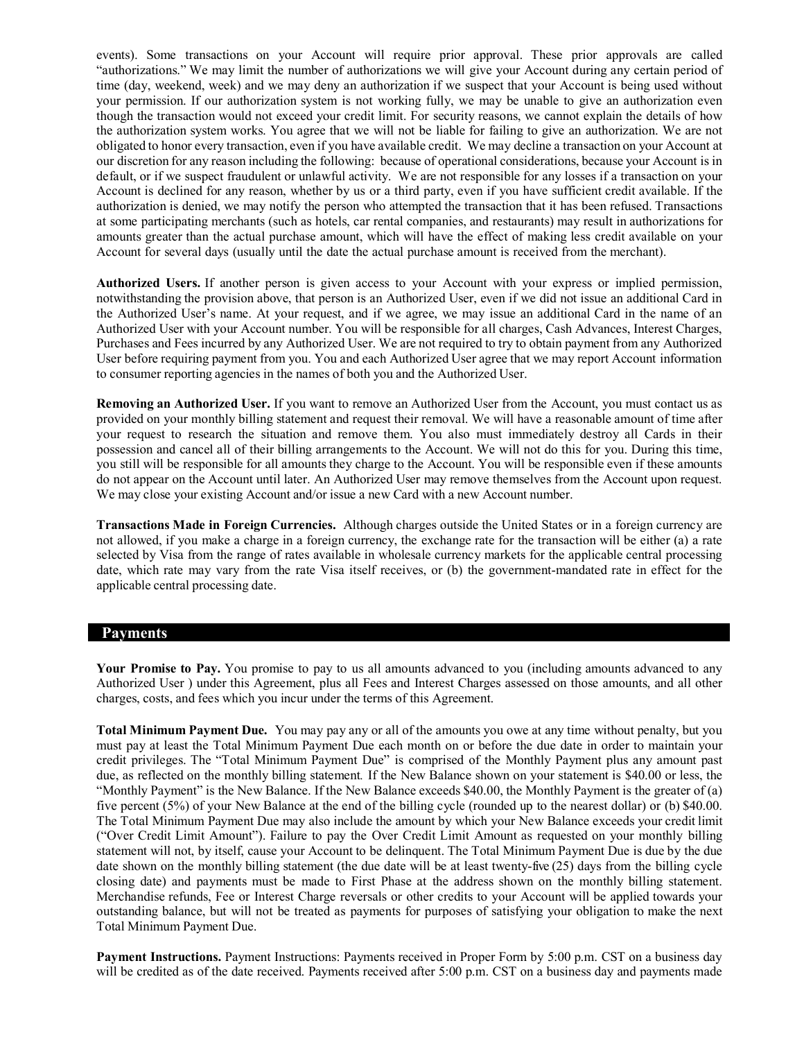events). Some transactions on your Account will require prior approval. These prior approvals are called "authorizations." We may limit the number of authorizations we will give your Account during any certain period of time (day, weekend, week) and we may deny an authorization if we suspect that your Account is being used without your permission. If our authorization system is not working fully, we may be unable to give an authorization even though the transaction would not exceed your credit limit. For security reasons, we cannot explain the details of how the authorization system works. You agree that we will not be liable for failing to give an authorization. We are not obligated to honor every transaction, even if you have available credit. We may decline a transaction on your Account at our discretion for any reason including the following: because of operational considerations, because your Account is in default, or if we suspect fraudulent or unlawful activity. We are not responsible for any losses if a transaction on your Account is declined for any reason, whether by us or a third party, even if you have sufficient credit available. If the authorization is denied, we may notify the person who attempted the transaction that it has been refused. Transactions at some participating merchants (such as hotels, car rental companies, and restaurants) may result in authorizations for amounts greater than the actual purchase amount, which will have the effect of making less credit available on your Account for several days (usually until the date the actual purchase amount is received from the merchant).

**Authorized Users.** If another person is given access to your Account with your express or implied permission, notwithstanding the provision above, that person is an Authorized User, even if we did not issue an additional Card in the Authorized User's name. At your request, and if we agree, we may issue an additional Card in the name of an Authorized User with your Account number. You will be responsible for all charges, Cash Advances, Interest Charges, Purchases and Fees incurred by any Authorized User. We are not required to try to obtain payment from any Authorized User before requiring payment from you. You and each Authorized User agree that we may report Account information to consumer reporting agencies in the names of both you and the Authorized User.

**Removing an Authorized User.** If you want to remove an Authorized User from the Account, you must contact us as provided on your monthly billing statement and request their removal. We will have a reasonable amount of time after your request to research the situation and remove them. You also must immediately destroy all Cards in their possession and cancel all of their billing arrangements to the Account. We will not do this for you. During this time, you still will be responsible for all amounts they charge to the Account. You will be responsible even if these amounts do not appear on the Account until later. An Authorized User may remove themselves from the Account upon request. We may close your existing Account and/or issue a new Card with a new Account number.

**Transactions Made in Foreign Currencies.** Although charges outside the United States or in a foreign currency are not allowed, if you make a charge in a foreign currency, the exchange rate for the transaction will be either (a) a rate selected by Visa from the range of rates available in wholesale currency markets for the applicable central processing date, which rate may vary from the rate Visa itself receives, or (b) the government-mandated rate in effect for the applicable central processing date.

## Payments

**Your Promise to Pay.** You promise to pay to us all amounts advanced to you (including amounts advanced to any Authorized User ) under this Agreement, plus all Fees and Interest Charges assessed on those amounts, and all other charges, costs, and fees which you incur under the terms of this Agreement.

**Total Minimum Payment Due.** You may pay any or all of the amounts you owe at any time without penalty, but you must pay at least the Total Minimum Payment Due each month on or before the due date in order to maintain your credit privileges. The "Total Minimum Payment Due" is comprised of the Monthly Payment plus any amount past due, as reflected on the monthly billing statement. If the New Balance shown on your statement is $40.00 or less, the "Monthly Payment" is the New Balance. If the New Balance exceeds $40.00, the Monthly Payment is the greater of (a) five percent (5%) of your New Balance at the end of the billing cycle (rounded up to the nearest dollar) or (b) $40.00. The Total Minimum Payment Due may also include the amount by which your New Balance exceeds your credit limit ("Over Credit Limit Amount"). Failure to pay the Over Credit Limit Amount as requested on your monthly billing statement will not, by itself, cause your Account to be delinquent. The Total Minimum Payment Due is due by the due date shown on the monthly billing statement (the due date will be at least twenty-five (25) days from the billing cycle closing date) and payments must be made to First Phase at the address shown on the monthly billing statement. Merchandise refunds, Fee or Interest Charge reversals or other credits to your Account will be applied towards your outstanding balance, but will not be treated as payments for purposes of satisfying your obligation to make the next Total Minimum Payment Due.

**Payment Instructions.** Payment Instructions: Payments received in Proper Form by 5:00 p.m. CST on a business day will be credited as of the date received. Payments received after 5:00 p.m. CST on a business day and payments made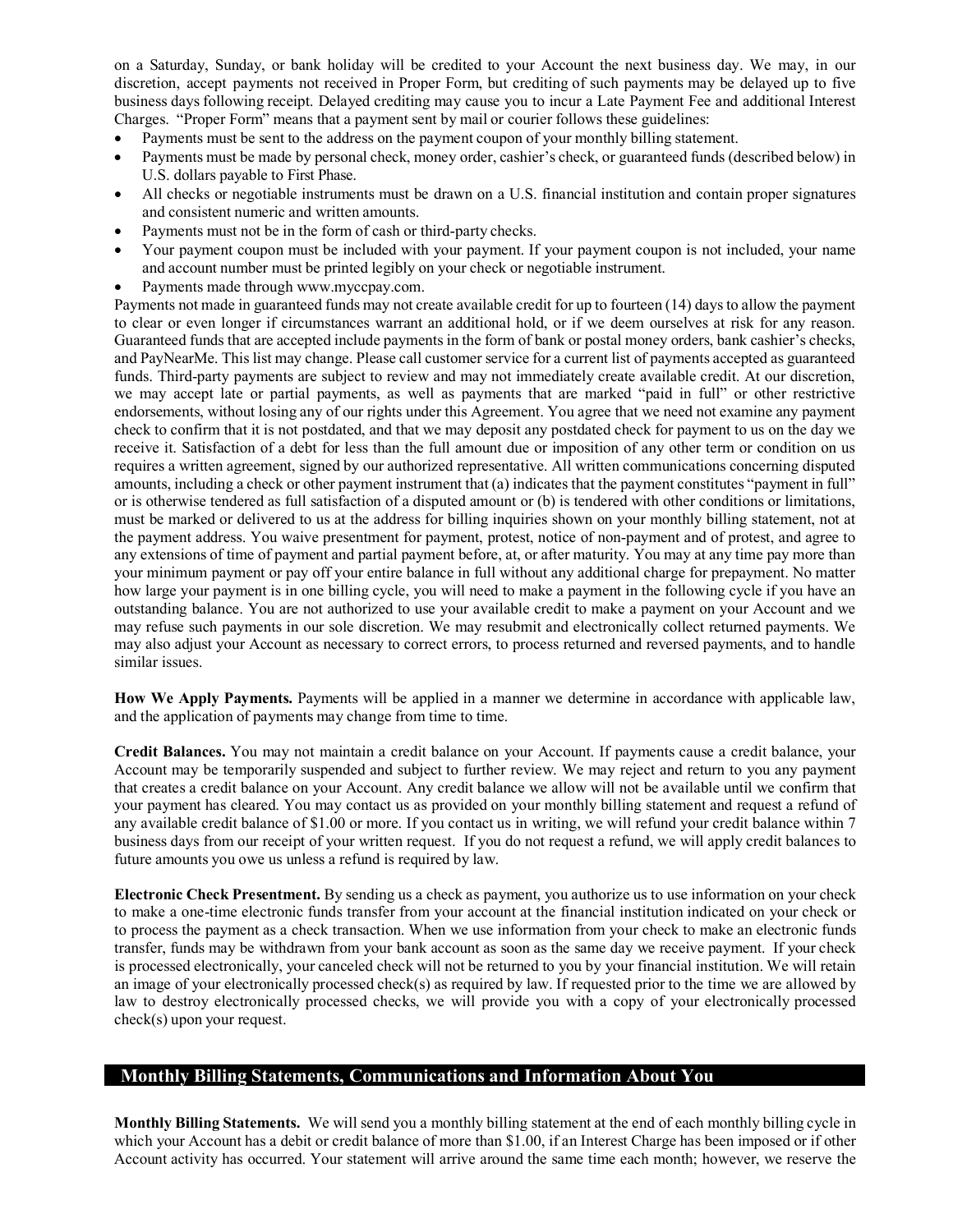on a Saturday, Sunday, or bank holiday will be credited to your Account the next business day. We may, in our discretion, accept payments not received in Proper Form, but crediting of such payments may be delayed up to five business days following receipt. Delayed crediting may cause you to incur a Late Payment Fee and additional Interest Charges. "Proper Form" means that a payment sent by mail or courier follows these guidelines:

- Payments must be sent to the address on the payment coupon of your monthly billing statement.
- Payments must be made by personal check, money order, cashier's check, or guaranteed funds (described below) in U.S. dollars payable to First Phase.
- All checks or negotiable instruments must be drawn on a U.S. financial institution and contain proper signatures and consistent numeric and written amounts.
- Payments must not be in the form of cash or third-party checks.
- Your payment coupon must be included with your payment. If your payment coupon is not included, your name and account number must be printed legibly on your check or negotiable instrument.
- Payments made through www.myccpay.com.

Payments not made in guaranteed funds may not create available credit for up to fourteen (14) days to allow the payment to clear or even longer if circumstances warrant an additional hold, or if we deem ourselves at risk for any reason. Guaranteed funds that are accepted include payments in the form of bank or postal money orders, bank cashier's checks, and PayNearMe. This list may change. Please call customer service for a current list of payments accepted as guaranteed funds. Third-party payments are subject to review and may not immediately create available credit. At our discretion, we may accept late or partial payments, as well as payments that are marked "paid in full" or other restrictive endorsements, without losing any of our rights under this Agreement. You agree that we need not examine any payment check to confirm that it is not postdated, and that we may deposit any postdated check for payment to us on the day we receive it. Satisfaction of a debt for less than the full amount due or imposition of any other term or condition on us requires a written agreement, signed by our authorized representative. All written communications concerning disputed amounts, including a check or other payment instrument that (a) indicates that the payment constitutes "payment in full" or is otherwise tendered as full satisfaction of a disputed amount or (b) is tendered with other conditions or limitations, must be marked or delivered to us at the address for billing inquiries shown on your monthly billing statement, not at the payment address. You waive presentment for payment, protest, notice of non-payment and of protest, and agree to any extensions of time of payment and partial payment before, at, or after maturity. You may at any time pay more than your minimum payment or pay off your entire balance in full without any additional charge for prepayment. No matter how large your payment is in one billing cycle, you will need to make a payment in the following cycle if you have an outstanding balance. You are not authorized to use your available credit to make a payment on your Account and we may refuse such payments in our sole discretion. We may resubmit and electronically collect returned payments. We may also adjust your Account as necessary to correct errors, to process returned and reversed payments, and to handle similar issues.

**How We Apply Payments.** Payments will be applied in a manner we determine in accordance with applicable law, and the application of payments may change from time to time.

**Credit Balances.** You may not maintain a credit balance on your Account. If payments cause a credit balance, your Account may be temporarily suspended and subject to further review. We may reject and return to you any payment that creates a credit balance on your Account. Any credit balance we allow will not be available until we confirm that your payment has cleared. You may contact us as provided on your monthly billing statement and request a refund of any available credit balance of $1.00 or more. If you contact us in writing, we will refund your credit balance within 7 business days from our receipt of your written request. If you do not request a refund, we will apply credit balances to future amounts you owe us unless a refund is required by law.

**Electronic Check Presentment.** By sending us a check as payment, you authorize us to use information on your check to make a one-time electronic funds transfer from your account at the financial institution indicated on your check or to process the payment as a check transaction. When we use information from your check to make an electronic funds transfer, funds may be withdrawn from your bank account as soon as the same day we receive payment. If your check is processed electronically, your canceled check will not be returned to you by your financial institution. We will retain an image of your electronically processed check(s) as required by law. If requested prior to the time we are allowed by law to destroy electronically processed checks, we will provide you with a copy of your electronically processed check(s) upon your request.

## Monthly Billing Statements, Communications and Information About You

**Monthly Billing Statements.** We will send you a monthly billing statement at the end of each monthly billing cycle in which your Account has a debit or credit balance of more than $1.00, if an Interest Charge has been imposed or if other Account activity has occurred. Your statement will arrive around the same time each month; however, we reserve the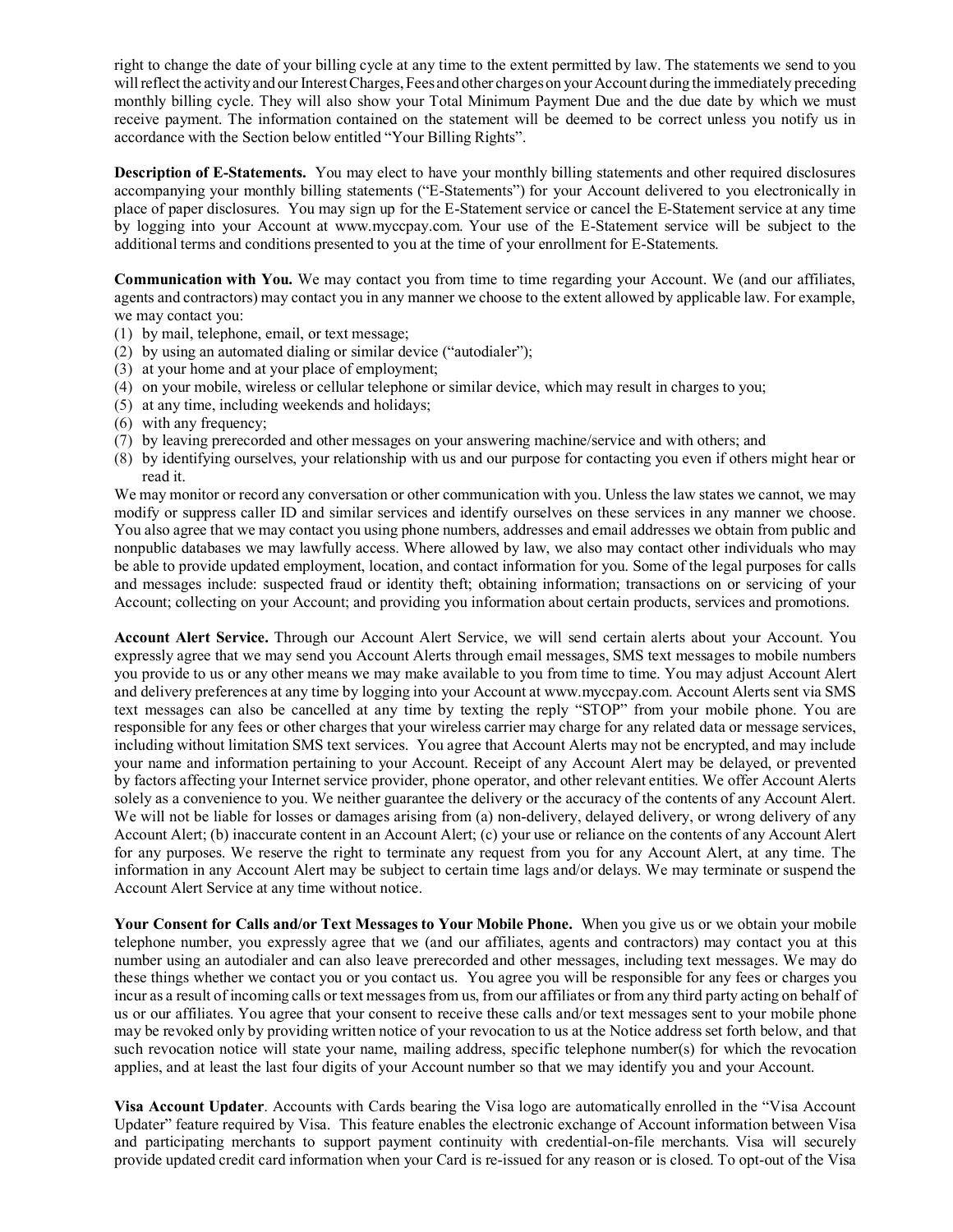right to change the date of your billing cycle at any time to the extent permitted by law. The statements we send to you will reflect the activity and our Interest Charges, Fees and other charges on your Account during the immediately preceding monthly billing cycle. They will also show your Total Minimum Payment Due and the due date by which we must receive payment. The information contained on the statement will be deemed to be correct unless you notify us in accordance with the Section below entitled "Your Billing Rights".

**Description of E-Statements.** You may elect to have your monthly billing statements and other required disclosures accompanying your monthly billing statements ("E-Statements") for your Account delivered to you electronically in place of paper disclosures. You may sign up for the E-Statement service or cancel the E-Statement service at any time by logging into your Account at www.myccpay.com. Your use of the E-Statement service will be subject to the additional terms and conditions presented to you at the time of your enrollment for E-Statements.

**Communication with You.** We may contact you from time to time regarding your Account. We (and our affiliates, agents and contractors) may contact you in any manner we choose to the extent allowed by applicable law. For example, we may contact you:

(1) by mail, telephone, email, or text message;
(2) by using an automated dialing or similar device ("autodialer");
(3) at your home and at your place of employment;
(4) on your mobile, wireless or cellular telephone or similar device, which may result in charges to you;
(5) at any time, including weekends and holidays;
(6) with any frequency;
(7) by leaving prerecorded and other messages on your answering machine/service and with others; and
(8) by identifying ourselves, your relationship with us and our purpose for contacting you even if others might hear or read it.

We may monitor or record any conversation or other communication with you. Unless the law states we cannot, we may modify or suppress caller ID and similar services and identify ourselves on these services in any manner we choose. You also agree that we may contact you using phone numbers, addresses and email addresses we obtain from public and nonpublic databases we may lawfully access. Where allowed by law, we also may contact other individuals who may be able to provide updated employment, location, and contact information for you. Some of the legal purposes for calls and messages include: suspected fraud or identity theft; obtaining information; transactions on or servicing of your Account; collecting on your Account; and providing you information about certain products, services and promotions.

**Account Alert Service.** Through our Account Alert Service, we will send certain alerts about your Account. You expressly agree that we may send you Account Alerts through email messages, SMS text messages to mobile numbers you provide to us or any other means we may make available to you from time to time. You may adjust Account Alert and delivery preferences at any time by logging into your Account at www.myccpay.com. Account Alerts sent via SMS text messages can also be cancelled at any time by texting the reply "STOP" from your mobile phone. You are responsible for any fees or other charges that your wireless carrier may charge for any related data or message services, including without limitation SMS text services. You agree that Account Alerts may not be encrypted, and may include your name and information pertaining to your Account. Receipt of any Account Alert may be delayed, or prevented by factors affecting your Internet service provider, phone operator, and other relevant entities. We offer Account Alerts solely as a convenience to you. We neither guarantee the delivery or the accuracy of the contents of any Account Alert. We will not be liable for losses or damages arising from (a) non-delivery, delayed delivery, or wrong delivery of any Account Alert; (b) inaccurate content in an Account Alert; (c) your use or reliance on the contents of any Account Alert for any purposes. We reserve the right to terminate any request from you for any Account Alert, at any time. The information in any Account Alert may be subject to certain time lags and/or delays. We may terminate or suspend the Account Alert Service at any time without notice.

**Your Consent for Calls and/or Text Messages to Your Mobile Phone.** When you give us or we obtain your mobile telephone number, you expressly agree that we (and our affiliates, agents and contractors) may contact you at this number using an autodialer and can also leave prerecorded and other messages, including text messages. We may do these things whether we contact you or you contact us. You agree you will be responsible for any fees or charges you incur as a result of incoming calls or text messages from us, from our affiliates or from any third party acting on behalf of us or our affiliates. You agree that your consent to receive these calls and/or text messages sent to your mobile phone may be revoked only by providing written notice of your revocation to us at the Notice address set forth below, and that such revocation notice will state your name, mailing address, specific telephone number(s) for which the revocation applies, and at least the last four digits of your Account number so that we may identify you and your Account.

**Visa Account Updater**. Accounts with Cards bearing the Visa logo are automatically enrolled in the "Visa Account Updater" feature required by Visa. This feature enables the electronic exchange of Account information between Visa and participating merchants to support payment continuity with credential-on-file merchants. Visa will securely provide updated credit card information when your Card is re-issued for any reason or is closed. To opt-out of the Visa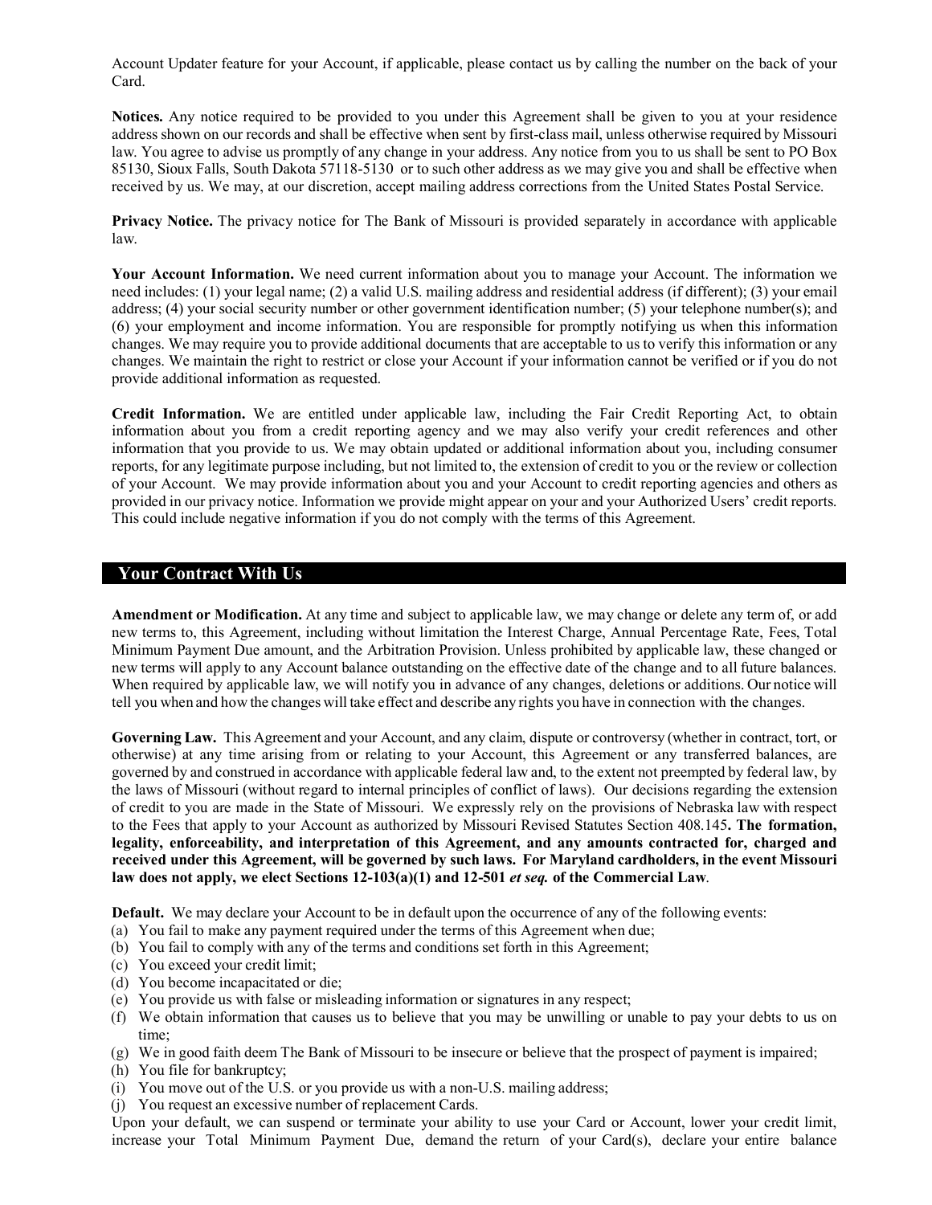Account Updater feature for your Account, if applicable, please contact us by calling the number on the back of your Card.

**Notices.** Any notice required to be provided to you under this Agreement shall be given to you at your residence address shown on our records and shall be effective when sent by first-class mail, unless otherwise required by Missouri law. You agree to advise us promptly of any change in your address. Any notice from you to us shall be sent to PO Box 85130, Sioux Falls, South Dakota 57118-5130 or to such other address as we may give you and shall be effective when received by us. We may, at our discretion, accept mailing address corrections from the United States Postal Service.

**Privacy Notice.** The privacy notice for The Bank of Missouri is provided separately in accordance with applicable law.

**Your Account Information.** We need current information about you to manage your Account. The information we need includes: (1) your legal name; (2) a valid U.S. mailing address and residential address (if different); (3) your email address; (4) your social security number or other government identification number; (5) your telephone number(s); and (6) your employment and income information. You are responsible for promptly notifying us when this information changes. We may require you to provide additional documents that are acceptable to us to verify this information or any changes. We maintain the right to restrict or close your Account if your information cannot be verified or if you do not provide additional information as requested.

**Credit Information.** We are entitled under applicable law, including the Fair Credit Reporting Act, to obtain information about you from a credit reporting agency and we may also verify your credit references and other information that you provide to us. We may obtain updated or additional information about you, including consumer reports, for any legitimate purpose including, but not limited to, the extension of credit to you or the review or collection of your Account. We may provide information about you and your Account to credit reporting agencies and others as provided in our privacy notice. Information we provide might appear on your and your Authorized Users' credit reports. This could include negative information if you do not comply with the terms of this Agreement.

## Your Contract With Us

**Amendment or Modification.** At any time and subject to applicable law, we may change or delete any term of, or add new terms to, this Agreement, including without limitation the Interest Charge, Annual Percentage Rate, Fees, Total Minimum Payment Due amount, and the Arbitration Provision. Unless prohibited by applicable law, these changed or new terms will apply to any Account balance outstanding on the effective date of the change and to all future balances. When required by applicable law, we will notify you in advance of any changes, deletions or additions. Our notice will tell you when and how the changes will take effect and describe any rights you have in connection with the changes.

**Governing Law.** This Agreement and your Account, and any claim, dispute or controversy (whether in contract, tort, or otherwise) at any time arising from or relating to your Account, this Agreement or any transferred balances, are governed by and construed in accordance with applicable federal law and, to the extent not preempted by federal law, by the laws of Missouri (without regard to internal principles of conflict of laws). Our decisions regarding the extension of credit to you are made in the State of Missouri. We expressly rely on the provisions of Nebraska law with respect to the Fees that apply to your Account as authorized by Missouri Revised Statutes Section 408.145**. The formation, legality, enforceability, and interpretation of this Agreement, and any amounts contracted for, charged and received under this Agreement, will be governed by such laws. For Maryland cardholders, in the event Missouri law does not apply, we elect Sections 12-103(a)(1) and 12-501 *et seq.* of the Commercial Law**.

**Default.** We may declare your Account to be in default upon the occurrence of any of the following events:

(a) You fail to make any payment required under the terms of this Agreement when due;
(b) You fail to comply with any of the terms and conditions set forth in this Agreement;
(c) You exceed your credit limit;
(d) You become incapacitated or die;
(e) You provide us with false or misleading information or signatures in any respect;
(f) We obtain information that causes us to believe that you may be unwilling or unable to pay your debts to us on time;
(g) We in good faith deem The Bank of Missouri to be insecure or believe that the prospect of payment is impaired;
(h) You file for bankruptcy;
(i) You move out of the U.S. or you provide us with a non-U.S. mailing address;
(j) You request an excessive number of replacement Cards.

Upon your default, we can suspend or terminate your ability to use your Card or Account, lower your credit limit, increase your Total Minimum Payment Due, demand the return of your Card(s), declare your entire balance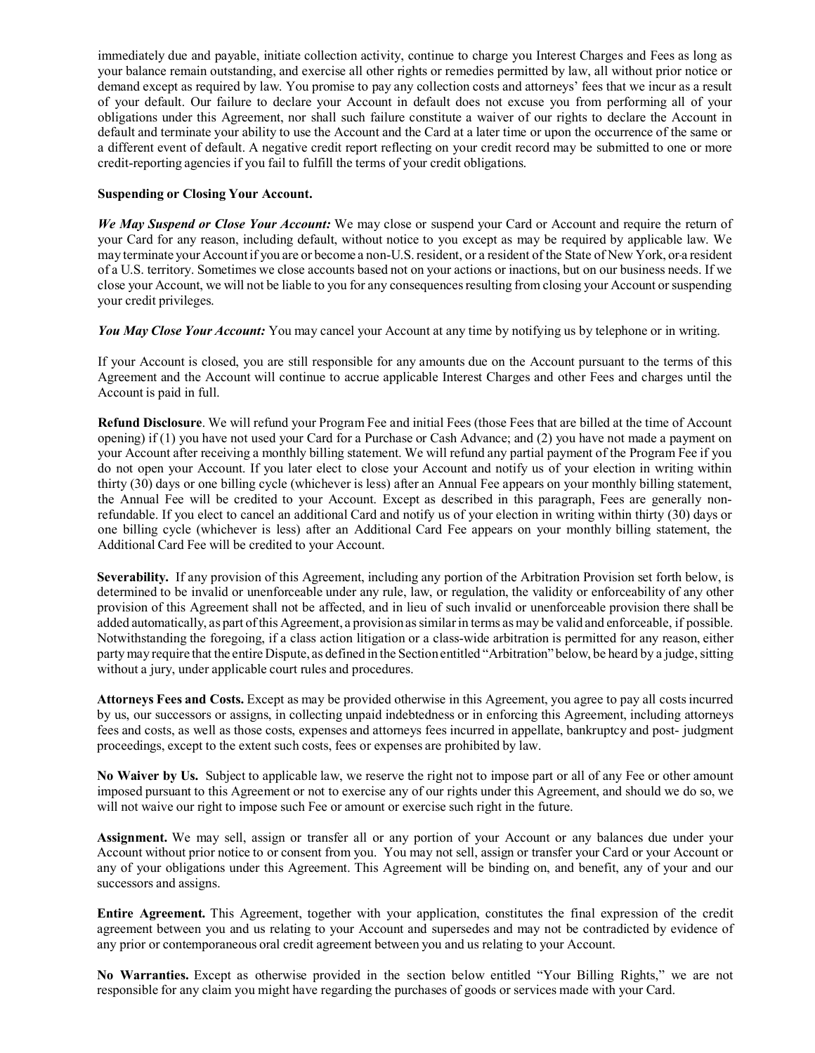immediately due and payable, initiate collection activity, continue to charge you Interest Charges and Fees as long as your balance remain outstanding, and exercise all other rights or remedies permitted by law, all without prior notice or demand except as required by law. You promise to pay any collection costs and attorneys' fees that we incur as a result of your default. Our failure to declare your Account in default does not excuse you from performing all of your obligations under this Agreement, nor shall such failure constitute a waiver of our rights to declare the Account in default and terminate your ability to use the Account and the Card at a later time or upon the occurrence of the same or a different event of default. A negative credit report reflecting on your credit record may be submitted to one or more credit-reporting agencies if you fail to fulfill the terms of your credit obligations.

**Suspending or Closing Your Account.**

***We May Suspend or Close Your Account:*** We may close or suspend your Card or Account and require the return of your Card for any reason, including default, without notice to you except as may be required by applicable law. We may terminate your Account if you are or become a non-U.S. resident, or a resident of the State of New York, or a resident of a U.S. territory. Sometimes we close accounts based not on your actions or inactions, but on our business needs. If we close your Account, we will not be liable to you for any consequences resulting from closing your Account or suspending your credit privileges.

***You May Close Your Account:*** You may cancel your Account at any time by notifying us by telephone or in writing.

If your Account is closed, you are still responsible for any amounts due on the Account pursuant to the terms of this Agreement and the Account will continue to accrue applicable Interest Charges and other Fees and charges until the Account is paid in full.

**Refund Disclosure**. We will refund your Program Fee and initial Fees (those Fees that are billed at the time of Account opening) if (1) you have not used your Card for a Purchase or Cash Advance; and (2) you have not made a payment on your Account after receiving a monthly billing statement. We will refund any partial payment of the Program Fee if you do not open your Account. If you later elect to close your Account and notify us of your election in writing within thirty (30) days or one billing cycle (whichever is less) after an Annual Fee appears on your monthly billing statement, the Annual Fee will be credited to your Account. Except as described in this paragraph, Fees are generally non-refundable. If you elect to cancel an additional Card and notify us of your election in writing within thirty (30) days or one billing cycle (whichever is less) after an Additional Card Fee appears on your monthly billing statement, the Additional Card Fee will be credited to your Account.

**Severability.** If any provision of this Agreement, including any portion of the Arbitration Provision set forth below, is determined to be invalid or unenforceable under any rule, law, or regulation, the validity or enforceability of any other provision of this Agreement shall not be affected, and in lieu of such invalid or unenforceable provision there shall be added automatically, as part of this Agreement, a provision as similar in terms as may be valid and enforceable, if possible. Notwithstanding the foregoing, if a class action litigation or a class-wide arbitration is permitted for any reason, either party may require that the entire Dispute, as defined in the Section entitled "Arbitration" below, be heard by a judge, sitting without a jury, under applicable court rules and procedures.

**Attorneys Fees and Costs.** Except as may be provided otherwise in this Agreement, you agree to pay all costs incurred by us, our successors or assigns, in collecting unpaid indebtedness or in enforcing this Agreement, including attorneys fees and costs, as well as those costs, expenses and attorneys fees incurred in appellate, bankruptcy and post- judgment proceedings, except to the extent such costs, fees or expenses are prohibited by law.

**No Waiver by Us.** Subject to applicable law, we reserve the right not to impose part or all of any Fee or other amount imposed pursuant to this Agreement or not to exercise any of our rights under this Agreement, and should we do so, we will not waive our right to impose such Fee or amount or exercise such right in the future.

**Assignment.** We may sell, assign or transfer all or any portion of your Account or any balances due under your Account without prior notice to or consent from you. You may not sell, assign or transfer your Card or your Account or any of your obligations under this Agreement. This Agreement will be binding on, and benefit, any of your and our successors and assigns.

**Entire Agreement.** This Agreement, together with your application, constitutes the final expression of the credit agreement between you and us relating to your Account and supersedes and may not be contradicted by evidence of any prior or contemporaneous oral credit agreement between you and us relating to your Account.

**No Warranties.** Except as otherwise provided in the section below entitled "Your Billing Rights," we are not responsible for any claim you might have regarding the purchases of goods or services made with your Card.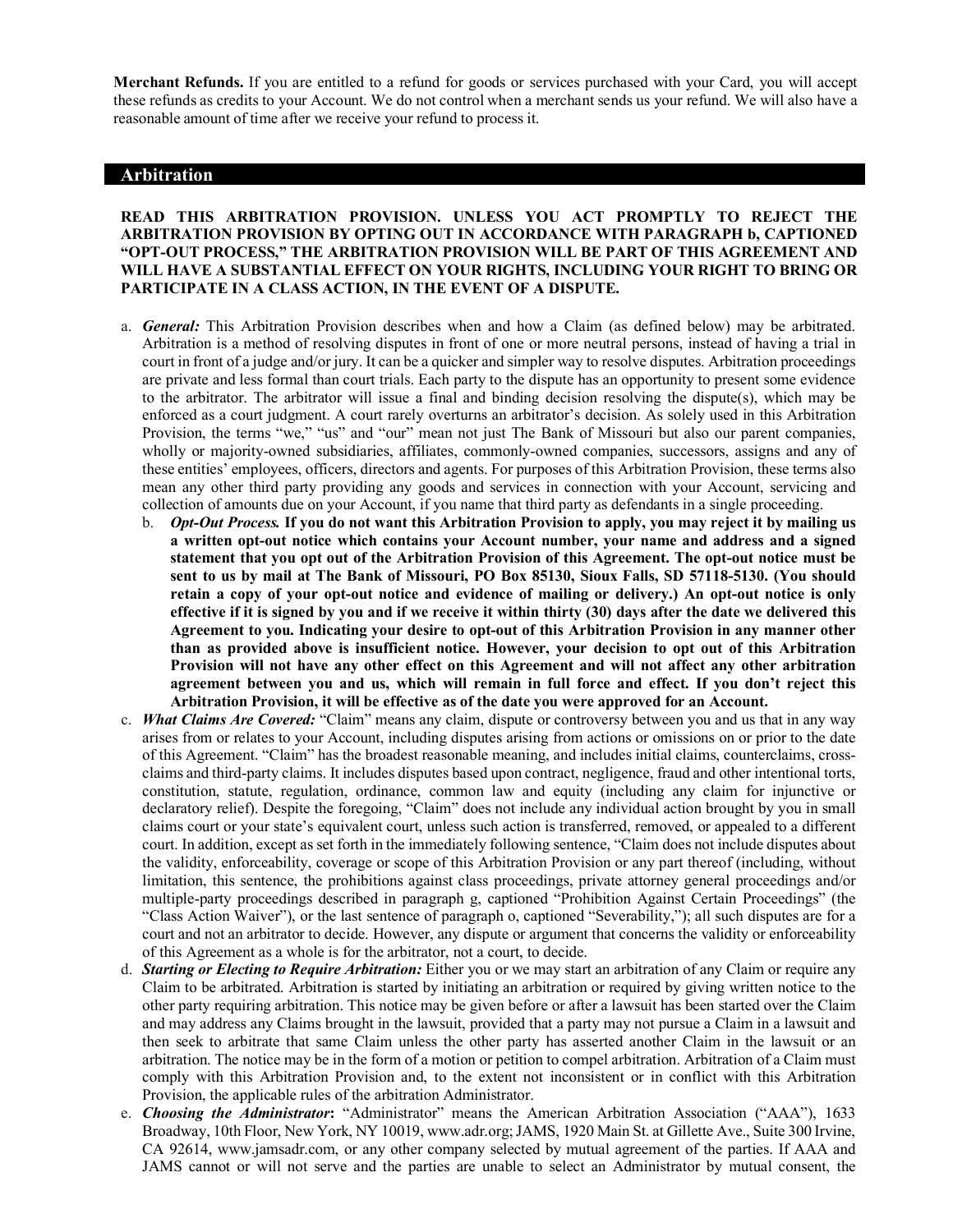**Merchant Refunds.** If you are entitled to a refund for goods or services purchased with your Card, you will accept these refunds as credits to your Account. We do not control when a merchant sends us your refund. We will also have a reasonable amount of time after we receive your refund to process it.

## Arbitration

**READ THIS ARBITRATION PROVISION. UNLESS YOU ACT PROMPTLY TO REJECT THE ARBITRATION PROVISION BY OPTING OUT IN ACCORDANCE WITH PARAGRAPH b, CAPTIONED "OPT-OUT PROCESS," THE ARBITRATION PROVISION WILL BE PART OF THIS AGREEMENT AND WILL HAVE A SUBSTANTIAL EFFECT ON YOUR RIGHTS, INCLUDING YOUR RIGHT TO BRING OR PARTICIPATE IN A CLASS ACTION, IN THE EVENT OF A DISPUTE.**

a. ***General:*** This Arbitration Provision describes when and how a Claim (as defined below) may be arbitrated. Arbitration is a method of resolving disputes in front of one or more neutral persons, instead of having a trial in court in front of a judge and/or jury. It can be a quicker and simpler way to resolve disputes. Arbitration proceedings are private and less formal than court trials. Each party to the dispute has an opportunity to present some evidence to the arbitrator. The arbitrator will issue a final and binding decision resolving the dispute(s), which may be enforced as a court judgment. A court rarely overturns an arbitrator's decision. As solely used in this Arbitration Provision, the terms "we," "us" and "our" mean not just The Bank of Missouri but also our parent companies, wholly or majority-owned subsidiaries, affiliates, commonly-owned companies, successors, assigns and any of these entities' employees, officers, directors and agents. For purposes of this Arbitration Provision, these terms also mean any other third party providing any goods and services in connection with your Account, servicing and collection of amounts due on your Account, if you name that third party as defendants in a single proceeding.

b. ***Opt-Out Process.*** **If you do not want this Arbitration Provision to apply, you may reject it by mailing us a written opt-out notice which contains your Account number, your name and address and a signed statement that you opt out of the Arbitration Provision of this Agreement. The opt-out notice must be sent to us by mail at The Bank of Missouri, PO Box 85130, Sioux Falls, SD 57118-5130. (You should retain a copy of your opt-out notice and evidence of mailing or delivery.) An opt-out notice is only effective if it is signed by you and if we receive it within thirty (30) days after the date we delivered this Agreement to you. Indicating your desire to opt-out of this Arbitration Provision in any manner other than as provided above is insufficient notice. However, your decision to opt out of this Arbitration Provision will not have any other effect on this Agreement and will not affect any other arbitration agreement between you and us, which will remain in full force and effect. If you don't reject this Arbitration Provision, it will be effective as of the date you were approved for an Account.**

c. ***What Claims Are Covered:*** "Claim" means any claim, dispute or controversy between you and us that in any way arises from or relates to your Account, including disputes arising from actions or omissions on or prior to the date of this Agreement. "Claim" has the broadest reasonable meaning, and includes initial claims, counterclaims, cross-claims and third-party claims. It includes disputes based upon contract, negligence, fraud and other intentional torts, constitution, statute, regulation, ordinance, common law and equity (including any claim for injunctive or declaratory relief). Despite the foregoing, "Claim" does not include any individual action brought by you in small claims court or your state's equivalent court, unless such action is transferred, removed, or appealed to a different court. In addition, except as set forth in the immediately following sentence, "Claim does not include disputes about the validity, enforceability, coverage or scope of this Arbitration Provision or any part thereof (including, without limitation, this sentence, the prohibitions against class proceedings, private attorney general proceedings and/or multiple-party proceedings described in paragraph g, captioned "Prohibition Against Certain Proceedings" (the "Class Action Waiver"), or the last sentence of paragraph o, captioned "Severability,"); all such disputes are for a court and not an arbitrator to decide. However, any dispute or argument that concerns the validity or enforceability of this Agreement as a whole is for the arbitrator, not a court, to decide.

d. ***Starting or Electing to Require Arbitration:*** Either you or we may start an arbitration of any Claim or require any Claim to be arbitrated. Arbitration is started by initiating an arbitration or required by giving written notice to the other party requiring arbitration. This notice may be given before or after a lawsuit has been started over the Claim and may address any Claims brought in the lawsuit, provided that a party may not pursue a Claim in a lawsuit and then seek to arbitrate that same Claim unless the other party has asserted another Claim in the lawsuit or an arbitration. The notice may be in the form of a motion or petition to compel arbitration. Arbitration of a Claim must comply with this Arbitration Provision and, to the extent not inconsistent or in conflict with this Arbitration Provision, the applicable rules of the arbitration Administrator.

e. ***Choosing the Administrator*:** "Administrator" means the American Arbitration Association ("AAA"), 1633 Broadway, 10th Floor, New York, NY 10019, www.adr.org; JAMS, 1920 Main St. at Gillette Ave., Suite 300 Irvine, CA 92614, www.jamsadr.com, or any other company selected by mutual agreement of the parties. If AAA and JAMS cannot or will not serve and the parties are unable to select an Administrator by mutual consent, the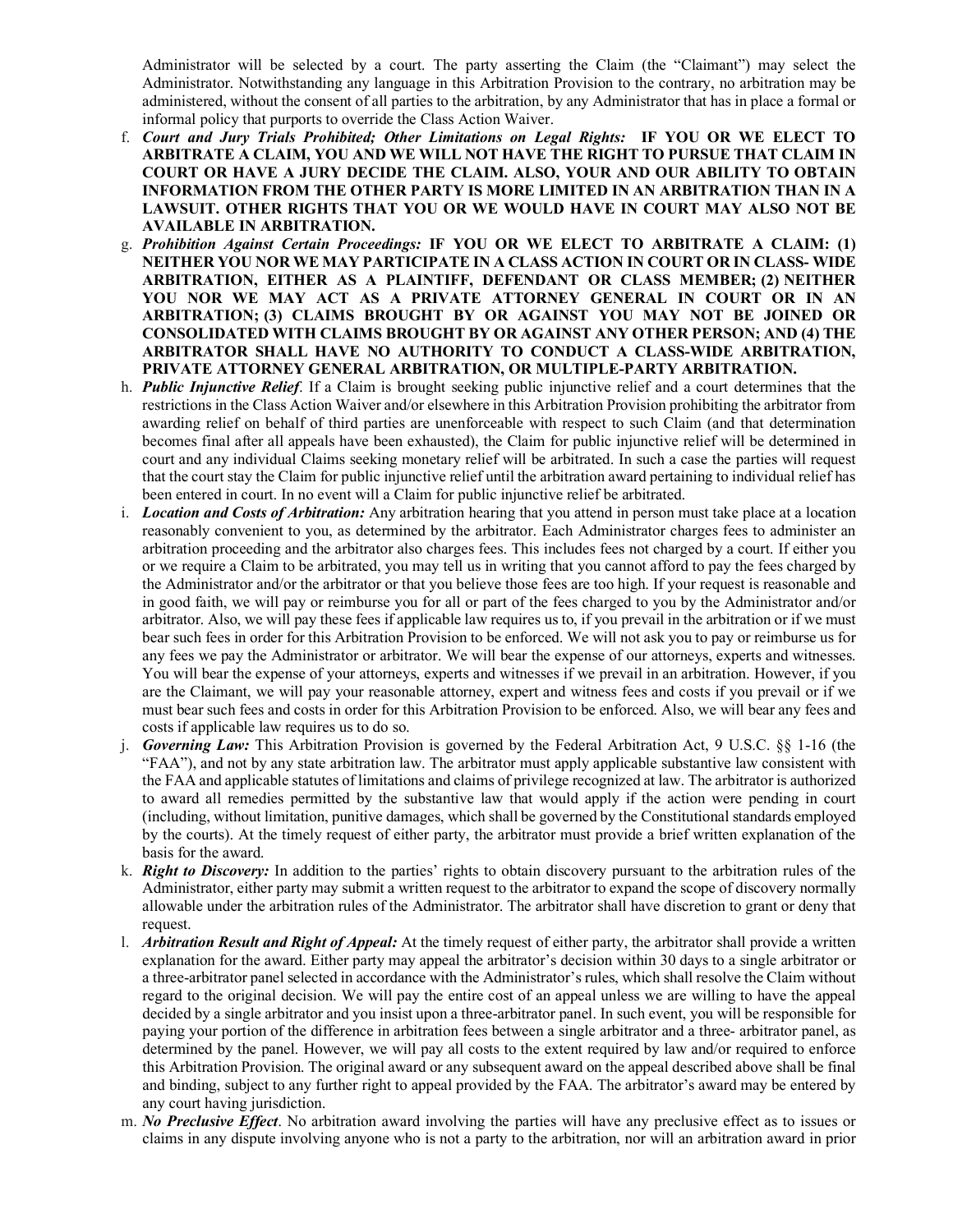Administrator will be selected by a court. The party asserting the Claim (the "Claimant") may select the Administrator. Notwithstanding any language in this Arbitration Provision to the contrary, no arbitration may be administered, without the consent of all parties to the arbitration, by any Administrator that has in place a formal or informal policy that purports to override the Class Action Waiver.

f. ***Court and Jury Trials Prohibited; Other Limitations on Legal Rights:*** **IF YOU OR WE ELECT TO ARBITRATE A CLAIM, YOU AND WE WILL NOT HAVE THE RIGHT TO PURSUE THAT CLAIM IN COURT OR HAVE A JURY DECIDE THE CLAIM. ALSO, YOUR AND OUR ABILITY TO OBTAIN INFORMATION FROM THE OTHER PARTY IS MORE LIMITED IN AN ARBITRATION THAN IN A LAWSUIT. OTHER RIGHTS THAT YOU OR WE WOULD HAVE IN COURT MAY ALSO NOT BE AVAILABLE IN ARBITRATION.**
g. ***Prohibition Against Certain Proceedings:*** **IF YOU OR WE ELECT TO ARBITRATE A CLAIM: (1) NEITHER YOU NOR WE MAY PARTICIPATE IN A CLASS ACTION IN COURT OR IN CLASS- WIDE ARBITRATION, EITHER AS A PLAINTIFF, DEFENDANT OR CLASS MEMBER; (2) NEITHER YOU NOR WE MAY ACT AS A PRIVATE ATTORNEY GENERAL IN COURT OR IN AN ARBITRATION; (3) CLAIMS BROUGHT BY OR AGAINST YOU MAY NOT BE JOINED OR CONSOLIDATED WITH CLAIMS BROUGHT BY OR AGAINST ANY OTHER PERSON; AND (4) THE ARBITRATOR SHALL HAVE NO AUTHORITY TO CONDUCT A CLASS-WIDE ARBITRATION, PRIVATE ATTORNEY GENERAL ARBITRATION, OR MULTIPLE-PARTY ARBITRATION.**
h. ***Public Injunctive Relief***. If a Claim is brought seeking public injunctive relief and a court determines that the restrictions in the Class Action Waiver and/or elsewhere in this Arbitration Provision prohibiting the arbitrator from awarding relief on behalf of third parties are unenforceable with respect to such Claim (and that determination becomes final after all appeals have been exhausted), the Claim for public injunctive relief will be determined in court and any individual Claims seeking monetary relief will be arbitrated. In such a case the parties will request that the court stay the Claim for public injunctive relief until the arbitration award pertaining to individual relief has been entered in court. In no event will a Claim for public injunctive relief be arbitrated.
i. ***Location and Costs of Arbitration:*** Any arbitration hearing that you attend in person must take place at a location reasonably convenient to you, as determined by the arbitrator. Each Administrator charges fees to administer an arbitration proceeding and the arbitrator also charges fees. This includes fees not charged by a court. If either you or we require a Claim to be arbitrated, you may tell us in writing that you cannot afford to pay the fees charged by the Administrator and/or the arbitrator or that you believe those fees are too high. If your request is reasonable and in good faith, we will pay or reimburse you for all or part of the fees charged to you by the Administrator and/or arbitrator. Also, we will pay these fees if applicable law requires us to, if you prevail in the arbitration or if we must bear such fees in order for this Arbitration Provision to be enforced. We will not ask you to pay or reimburse us for any fees we pay the Administrator or arbitrator. We will bear the expense of our attorneys, experts and witnesses. You will bear the expense of your attorneys, experts and witnesses if we prevail in an arbitration. However, if you are the Claimant, we will pay your reasonable attorney, expert and witness fees and costs if you prevail or if we must bear such fees and costs in order for this Arbitration Provision to be enforced. Also, we will bear any fees and costs if applicable law requires us to do so.
j. ***Governing Law:*** This Arbitration Provision is governed by the Federal Arbitration Act, 9 U.S.C. §§ 1-16 (the "FAA"), and not by any state arbitration law. The arbitrator must apply applicable substantive law consistent with the FAA and applicable statutes of limitations and claims of privilege recognized at law. The arbitrator is authorized to award all remedies permitted by the substantive law that would apply if the action were pending in court (including, without limitation, punitive damages, which shall be governed by the Constitutional standards employed by the courts). At the timely request of either party, the arbitrator must provide a brief written explanation of the basis for the award.
k. ***Right to Discovery:*** In addition to the parties' rights to obtain discovery pursuant to the arbitration rules of the Administrator, either party may submit a written request to the arbitrator to expand the scope of discovery normally allowable under the arbitration rules of the Administrator. The arbitrator shall have discretion to grant or deny that request.
l. ***Arbitration Result and Right of Appeal:*** At the timely request of either party, the arbitrator shall provide a written explanation for the award. Either party may appeal the arbitrator's decision within 30 days to a single arbitrator or a three-arbitrator panel selected in accordance with the Administrator's rules, which shall resolve the Claim without regard to the original decision. We will pay the entire cost of an appeal unless we are willing to have the appeal decided by a single arbitrator and you insist upon a three-arbitrator panel. In such event, you will be responsible for paying your portion of the difference in arbitration fees between a single arbitrator and a three- arbitrator panel, as determined by the panel. However, we will pay all costs to the extent required by law and/or required to enforce this Arbitration Provision. The original award or any subsequent award on the appeal described above shall be final and binding, subject to any further right to appeal provided by the FAA. The arbitrator's award may be entered by any court having jurisdiction.
m. ***No Preclusive Effect***. No arbitration award involving the parties will have any preclusive effect as to issues or claims in any dispute involving anyone who is not a party to the arbitration, nor will an arbitration award in prior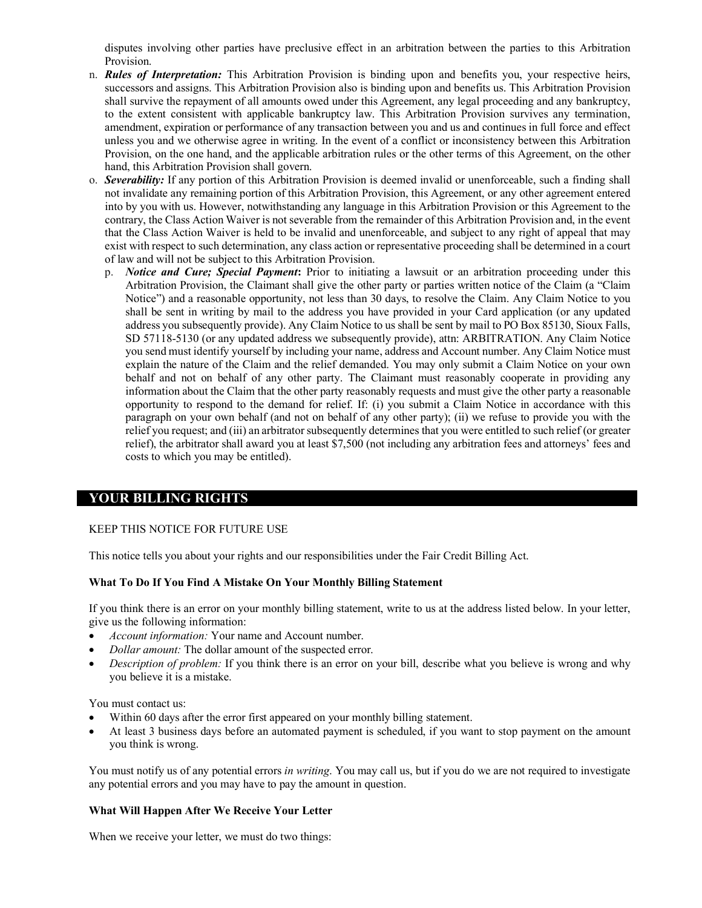disputes involving other parties have preclusive effect in an arbitration between the parties to this Arbitration Provision.

n. ***Rules of Interpretation:*** This Arbitration Provision is binding upon and benefits you, your respective heirs, successors and assigns. This Arbitration Provision also is binding upon and benefits us. This Arbitration Provision shall survive the repayment of all amounts owed under this Agreement, any legal proceeding and any bankruptcy, to the extent consistent with applicable bankruptcy law. This Arbitration Provision survives any termination, amendment, expiration or performance of any transaction between you and us and continues in full force and effect unless you and we otherwise agree in writing. In the event of a conflict or inconsistency between this Arbitration Provision, on the one hand, and the applicable arbitration rules or the other terms of this Agreement, on the other hand, this Arbitration Provision shall govern.

o. ***Severability:*** If any portion of this Arbitration Provision is deemed invalid or unenforceable, such a finding shall not invalidate any remaining portion of this Arbitration Provision, this Agreement, or any other agreement entered into by you with us. However, notwithstanding any language in this Arbitration Provision or this Agreement to the contrary, the Class Action Waiver is not severable from the remainder of this Arbitration Provision and, in the event that the Class Action Waiver is held to be invalid and unenforceable, and subject to any right of appeal that may exist with respect to such determination, any class action or representative proceeding shall be determined in a court of law and will not be subject to this Arbitration Provision.

p. ***Notice and Cure; Special Payment*****:** Prior to initiating a lawsuit or an arbitration proceeding under this Arbitration Provision, the Claimant shall give the other party or parties written notice of the Claim (a "Claim Notice") and a reasonable opportunity, not less than 30 days, to resolve the Claim. Any Claim Notice to you shall be sent in writing by mail to the address you have provided in your Card application (or any updated address you subsequently provide). Any Claim Notice to us shall be sent by mail to PO Box 85130, Sioux Falls, SD 57118-5130 (or any updated address we subsequently provide), attn: ARBITRATION. Any Claim Notice you send must identify yourself by including your name, address and Account number. Any Claim Notice must explain the nature of the Claim and the relief demanded. You may only submit a Claim Notice on your own behalf and not on behalf of any other party. The Claimant must reasonably cooperate in providing any information about the Claim that the other party reasonably requests and must give the other party a reasonable opportunity to respond to the demand for relief. If: (i) you submit a Claim Notice in accordance with this paragraph on your own behalf (and not on behalf of any other party); (ii) we refuse to provide you with the relief you request; and (iii) an arbitrator subsequently determines that you were entitled to such relief (or greater relief), the arbitrator shall award you at least $7,500 (not including any arbitration fees and attorneys' fees and costs to which you may be entitled).

## YOUR BILLING RIGHTS

KEEP THIS NOTICE FOR FUTURE USE

This notice tells you about your rights and our responsibilities under the Fair Credit Billing Act.

### What To Do If You Find A Mistake On Your Monthly Billing Statement

If you think there is an error on your monthly billing statement, write to us at the address listed below. In your letter, give us the following information:

- *Account information:* Your name and Account number.
- *Dollar amount:* The dollar amount of the suspected error.
- *Description of problem:* If you think there is an error on your bill, describe what you believe is wrong and why you believe it is a mistake.

You must contact us:

- Within 60 days after the error first appeared on your monthly billing statement.
- At least 3 business days before an automated payment is scheduled, if you want to stop payment on the amount you think is wrong.

You must notify us of any potential errors *in writing*. You may call us, but if you do we are not required to investigate any potential errors and you may have to pay the amount in question.

### What Will Happen After We Receive Your Letter

When we receive your letter, we must do two things: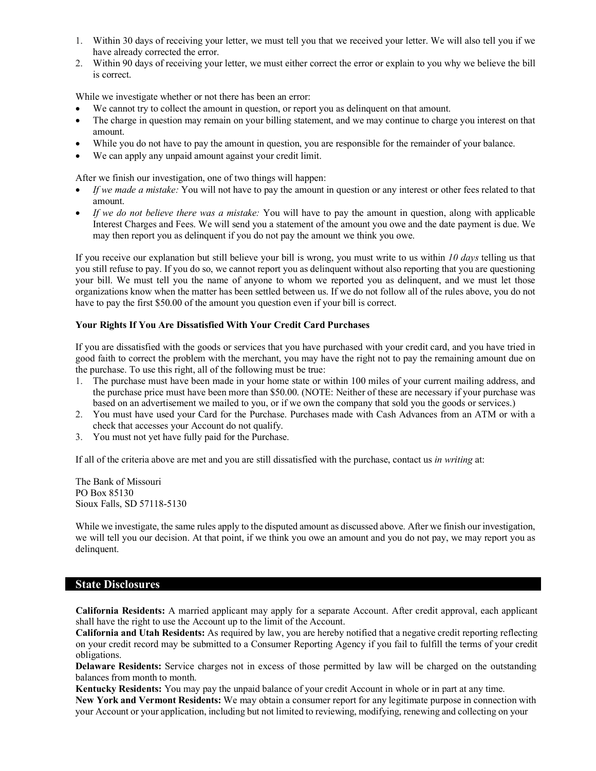1. Within 30 days of receiving your letter, we must tell you that we received your letter. We will also tell you if we have already corrected the error.
2. Within 90 days of receiving your letter, we must either correct the error or explain to you why we believe the bill is correct.

While we investigate whether or not there has been an error:

- We cannot try to collect the amount in question, or report you as delinquent on that amount.
- The charge in question may remain on your billing statement, and we may continue to charge you interest on that amount.
- While you do not have to pay the amount in question, you are responsible for the remainder of your balance.
- We can apply any unpaid amount against your credit limit.

After we finish our investigation, one of two things will happen:

- *If we made a mistake:* You will not have to pay the amount in question or any interest or other fees related to that amount.
- *If we do not believe there was a mistake:* You will have to pay the amount in question, along with applicable Interest Charges and Fees. We will send you a statement of the amount you owe and the date payment is due. We may then report you as delinquent if you do not pay the amount we think you owe.

If you receive our explanation but still believe your bill is wrong, you must write to us within *10 days* telling us that you still refuse to pay. If you do so, we cannot report you as delinquent without also reporting that you are questioning your bill. We must tell you the name of anyone to whom we reported you as delinquent, and we must let those organizations know when the matter has been settled between us. If we do not follow all of the rules above, you do not have to pay the first $50.00 of the amount you question even if your bill is correct.

**Your Rights If You Are Dissatisfied With Your Credit Card Purchases**

If you are dissatisfied with the goods or services that you have purchased with your credit card, and you have tried in good faith to correct the problem with the merchant, you may have the right not to pay the remaining amount due on the purchase. To use this right, all of the following must be true:

1. The purchase must have been made in your home state or within 100 miles of your current mailing address, and the purchase price must have been more than $50.00. (NOTE: Neither of these are necessary if your purchase was based on an advertisement we mailed to you, or if we own the company that sold you the goods or services.)
2. You must have used your Card for the Purchase. Purchases made with Cash Advances from an ATM or with a check that accesses your Account do not qualify.
3. You must not yet have fully paid for the Purchase.

If all of the criteria above are met and you are still dissatisfied with the purchase, contact us *in writing* at:

The Bank of Missouri
PO Box 85130
Sioux Falls, SD 57118-5130

While we investigate, the same rules apply to the disputed amount as discussed above. After we finish our investigation, we will tell you our decision. At that point, if we think you owe an amount and you do not pay, we may report you as delinquent.

## State Disclosures

**California Residents:** A married applicant may apply for a separate Account. After credit approval, each applicant shall have the right to use the Account up to the limit of the Account.
**California and Utah Residents:** As required by law, you are hereby notified that a negative credit reporting reflecting on your credit record may be submitted to a Consumer Reporting Agency if you fail to fulfill the terms of your credit obligations.
**Delaware Residents:** Service charges not in excess of those permitted by law will be charged on the outstanding balances from month to month.
**Kentucky Residents:** You may pay the unpaid balance of your credit Account in whole or in part at any time.
**New York and Vermont Residents:** We may obtain a consumer report for any legitimate purpose in connection with your Account or your application, including but not limited to reviewing, modifying, renewing and collecting on your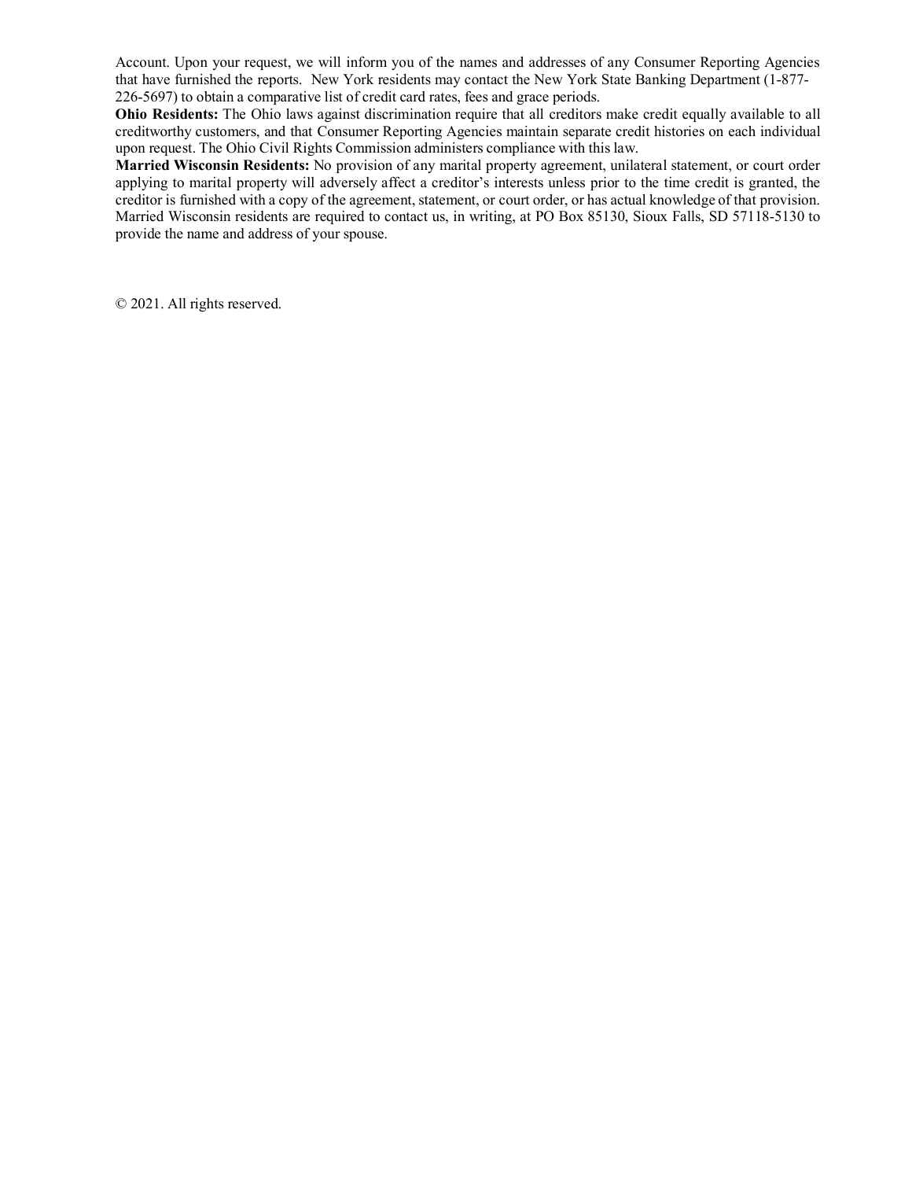Account. Upon your request, we will inform you of the names and addresses of any Consumer Reporting Agencies that have furnished the reports. New York residents may contact the New York State Banking Department (1-877-226-5697) to obtain a comparative list of credit card rates, fees and grace periods.

**Ohio Residents:** The Ohio laws against discrimination require that all creditors make credit equally available to all creditworthy customers, and that Consumer Reporting Agencies maintain separate credit histories on each individual upon request. The Ohio Civil Rights Commission administers compliance with this law.

**Married Wisconsin Residents:** No provision of any marital property agreement, unilateral statement, or court order applying to marital property will adversely affect a creditor's interests unless prior to the time credit is granted, the creditor is furnished with a copy of the agreement, statement, or court order, or has actual knowledge of that provision. Married Wisconsin residents are required to contact us, in writing, at PO Box 85130, Sioux Falls, SD 57118-5130 to provide the name and address of your spouse.

© 2021. All rights reserved.